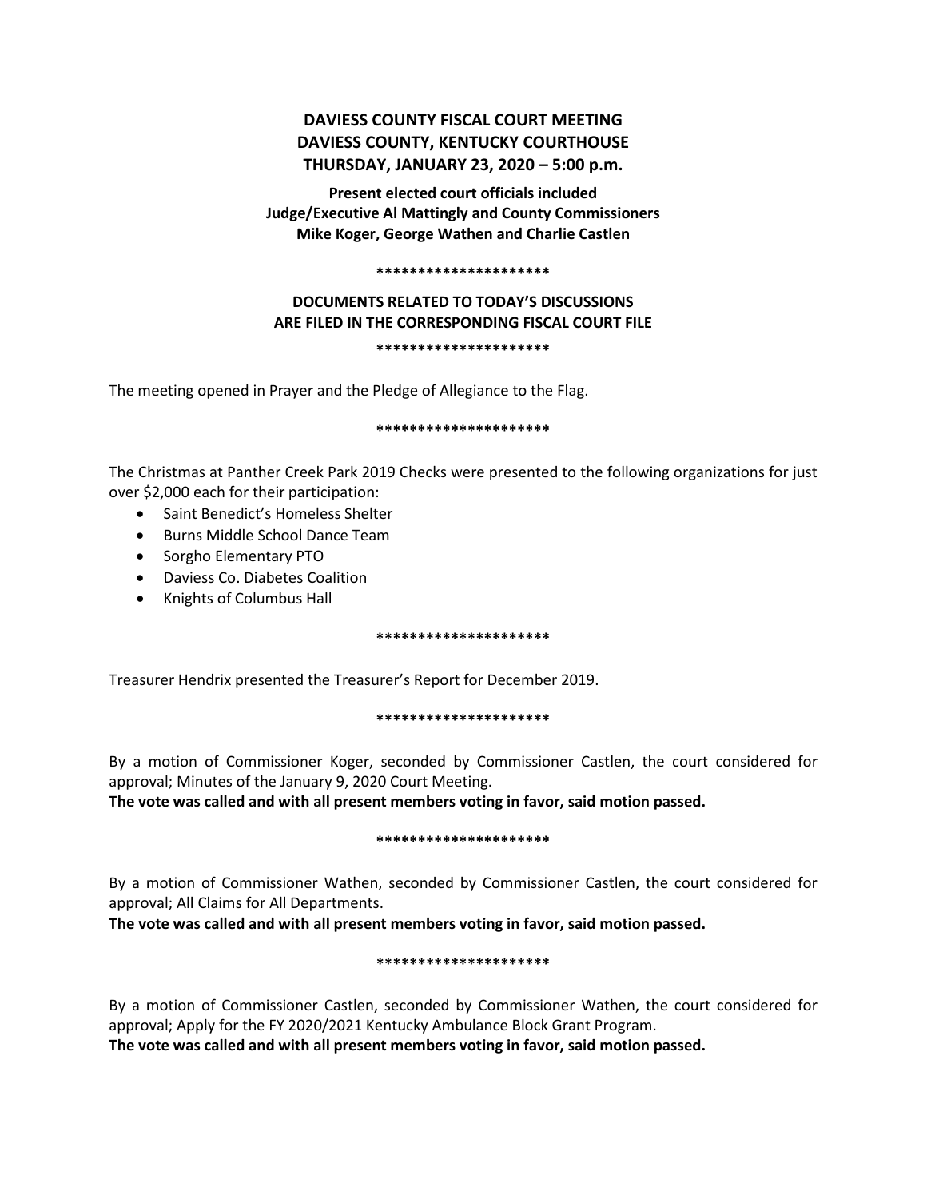# DAVIESS COUNTY FISCAL COURT MEETING
# DAVIESS COUNTY, KENTUCKY COURTHOUSE
# THURSDAY, JANUARY 23, 2020 – 5:00 p.m.

**Present elected court officials included**
**Judge/Executive Al Mattingly and County Commissioners**
**Mike Koger, George Wathen and Charlie Castlen**

**\*\*\*\*\*\*\*\*\*\*\*\*\*\*\*\*\*\*\*\*\***

**DOCUMENTS RELATED TO TODAY'S DISCUSSIONS**
**ARE FILED IN THE CORRESPONDING FISCAL COURT FILE**

**\*\*\*\*\*\*\*\*\*\*\*\*\*\*\*\*\*\*\*\*\***

The meeting opened in Prayer and the Pledge of Allegiance to the Flag.

**\*\*\*\*\*\*\*\*\*\*\*\*\*\*\*\*\*\*\*\*\***

The Christmas at Panther Creek Park 2019 Checks were presented to the following organizations for just over $2,000 each for their participation:

- Saint Benedict's Homeless Shelter
- Burns Middle School Dance Team
- Sorgho Elementary PTO
- Daviess Co. Diabetes Coalition
- Knights of Columbus Hall

**\*\*\*\*\*\*\*\*\*\*\*\*\*\*\*\*\*\*\*\*\***

Treasurer Hendrix presented the Treasurer's Report for December 2019.

**\*\*\*\*\*\*\*\*\*\*\*\*\*\*\*\*\*\*\*\*\***

By a motion of Commissioner Koger, seconded by Commissioner Castlen, the court considered for approval; Minutes of the January 9, 2020 Court Meeting.
**The vote was called and with all present members voting in favor, said motion passed.**

**\*\*\*\*\*\*\*\*\*\*\*\*\*\*\*\*\*\*\*\*\***

By a motion of Commissioner Wathen, seconded by Commissioner Castlen, the court considered for approval; All Claims for All Departments.
**The vote was called and with all present members voting in favor, said motion passed.**

**\*\*\*\*\*\*\*\*\*\*\*\*\*\*\*\*\*\*\*\*\***

By a motion of Commissioner Castlen, seconded by Commissioner Wathen, the court considered for approval; Apply for the FY 2020/2021 Kentucky Ambulance Block Grant Program.
**The vote was called and with all present members voting in favor, said motion passed.**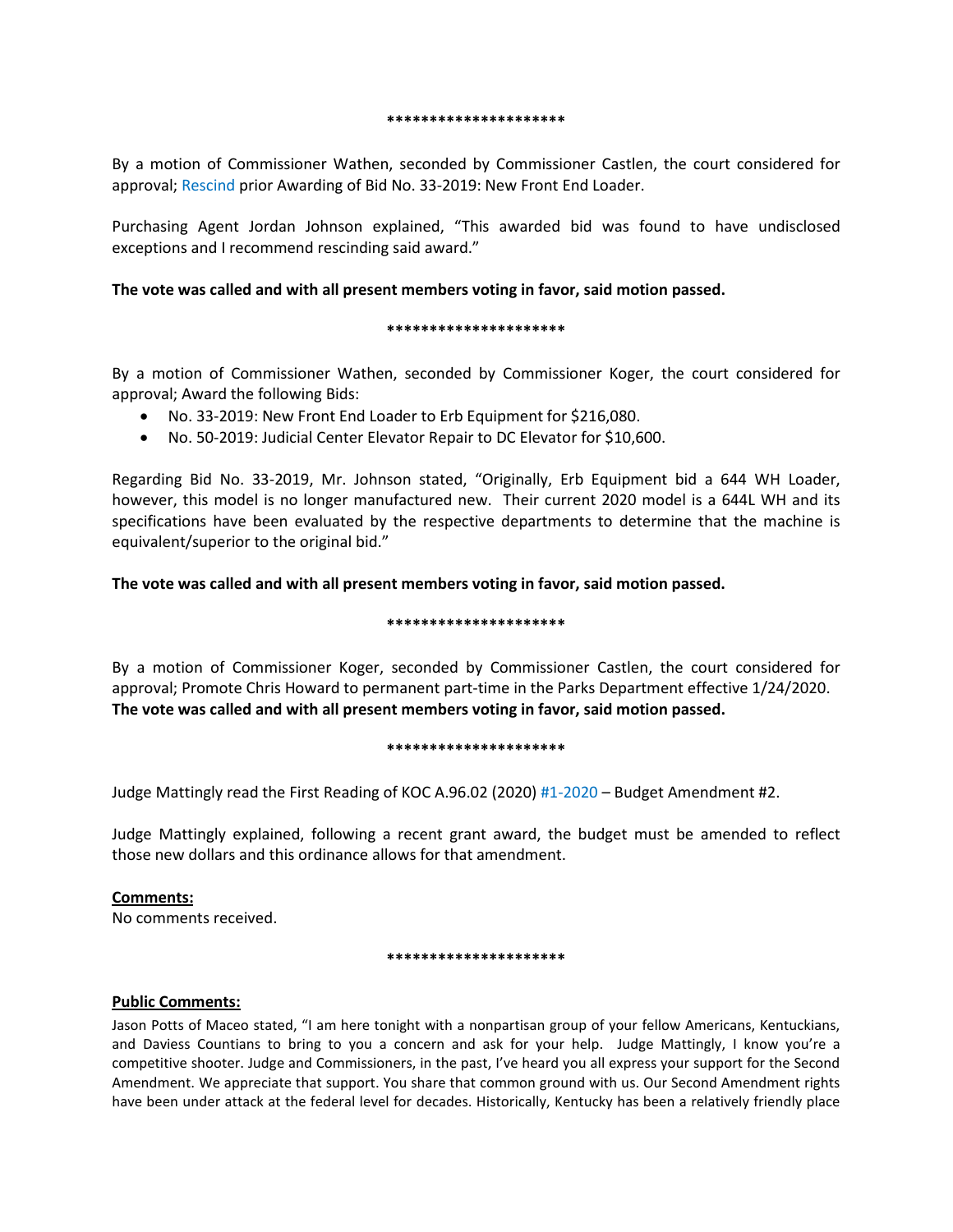*********************

By a motion of Commissioner Wathen, seconded by Commissioner Castlen, the court considered for approval; Rescind prior Awarding of Bid No. 33-2019: New Front End Loader.

Purchasing Agent Jordan Johnson explained, "This awarded bid was found to have undisclosed exceptions and I recommend rescinding said award."

**The vote was called and with all present members voting in favor, said motion passed.**

*********************

By a motion of Commissioner Wathen, seconded by Commissioner Koger, the court considered for approval; Award the following Bids:

- No. 33-2019: New Front End Loader to Erb Equipment for $216,080.
- No. 50-2019: Judicial Center Elevator Repair to DC Elevator for $10,600.

Regarding Bid No. 33-2019, Mr. Johnson stated, "Originally, Erb Equipment bid a 644 WH Loader, however, this model is no longer manufactured new. Their current 2020 model is a 644L WH and its specifications have been evaluated by the respective departments to determine that the machine is equivalent/superior to the original bid."

**The vote was called and with all present members voting in favor, said motion passed.**

*********************

By a motion of Commissioner Koger, seconded by Commissioner Castlen, the court considered for approval; Promote Chris Howard to permanent part-time in the Parks Department effective 1/24/2020.
**The vote was called and with all present members voting in favor, said motion passed.**

*********************

Judge Mattingly read the First Reading of KOC A.96.02 (2020) #1-2020 – Budget Amendment #2.

Judge Mattingly explained, following a recent grant award, the budget must be amended to reflect those new dollars and this ordinance allows for that amendment.

**Comments:**
No comments received.

*********************

**Public Comments:**
Jason Potts of Maceo stated, "I am here tonight with a nonpartisan group of your fellow Americans, Kentuckians, and Daviess Countians to bring to you a concern and ask for your help. Judge Mattingly, I know you're a competitive shooter. Judge and Commissioners, in the past, I've heard you all express your support for the Second Amendment. We appreciate that support. You share that common ground with us. Our Second Amendment rights have been under attack at the federal level for decades. Historically, Kentucky has been a relatively friendly place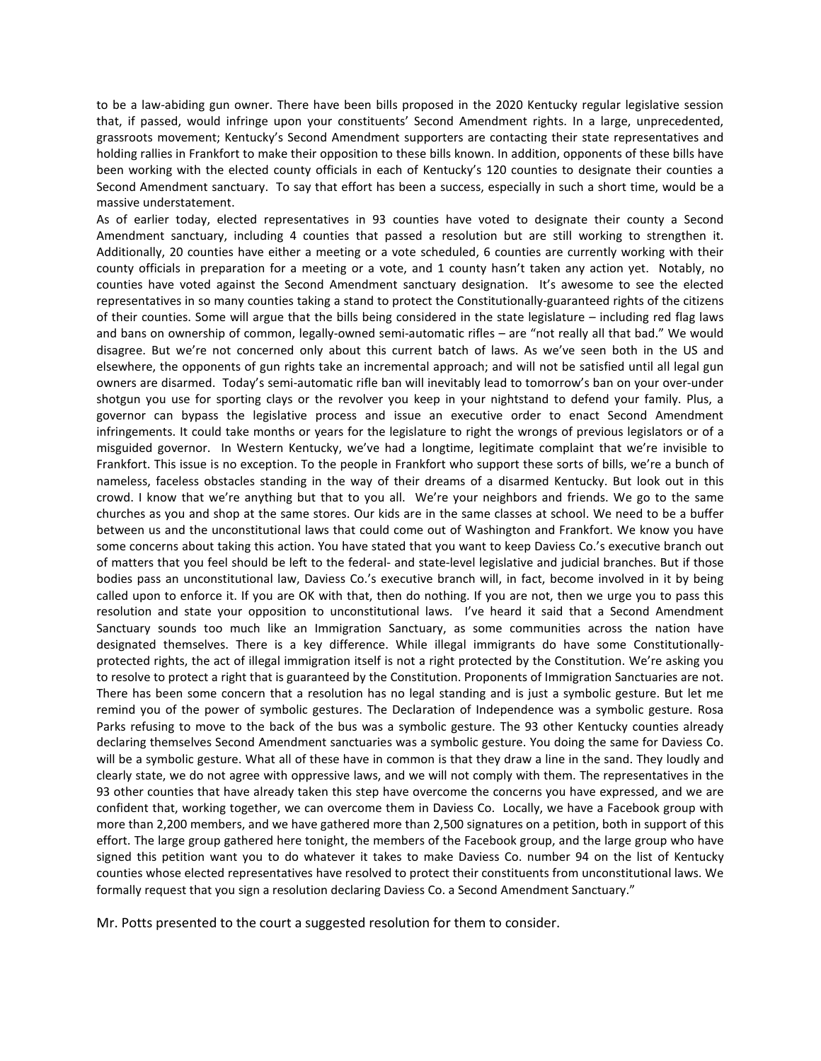to be a law-abiding gun owner. There have been bills proposed in the 2020 Kentucky regular legislative session that, if passed, would infringe upon your constituents' Second Amendment rights. In a large, unprecedented, grassroots movement; Kentucky's Second Amendment supporters are contacting their state representatives and holding rallies in Frankfort to make their opposition to these bills known. In addition, opponents of these bills have been working with the elected county officials in each of Kentucky's 120 counties to designate their counties a Second Amendment sanctuary. To say that effort has been a success, especially in such a short time, would be a massive understatement.

As of earlier today, elected representatives in 93 counties have voted to designate their county a Second Amendment sanctuary, including 4 counties that passed a resolution but are still working to strengthen it. Additionally, 20 counties have either a meeting or a vote scheduled, 6 counties are currently working with their county officials in preparation for a meeting or a vote, and 1 county hasn't taken any action yet. Notably, no counties have voted against the Second Amendment sanctuary designation. It's awesome to see the elected representatives in so many counties taking a stand to protect the Constitutionally-guaranteed rights of the citizens of their counties. Some will argue that the bills being considered in the state legislature – including red flag laws and bans on ownership of common, legally-owned semi-automatic rifles – are "not really all that bad." We would disagree. But we're not concerned only about this current batch of laws. As we've seen both in the US and elsewhere, the opponents of gun rights take an incremental approach; and will not be satisfied until all legal gun owners are disarmed. Today's semi-automatic rifle ban will inevitably lead to tomorrow's ban on your over-under shotgun you use for sporting clays or the revolver you keep in your nightstand to defend your family. Plus, a governor can bypass the legislative process and issue an executive order to enact Second Amendment infringements. It could take months or years for the legislature to right the wrongs of previous legislators or of a misguided governor. In Western Kentucky, we've had a longtime, legitimate complaint that we're invisible to Frankfort. This issue is no exception. To the people in Frankfort who support these sorts of bills, we're a bunch of nameless, faceless obstacles standing in the way of their dreams of a disarmed Kentucky. But look out in this crowd. I know that we're anything but that to you all. We're your neighbors and friends. We go to the same churches as you and shop at the same stores. Our kids are in the same classes at school. We need to be a buffer between us and the unconstitutional laws that could come out of Washington and Frankfort. We know you have some concerns about taking this action. You have stated that you want to keep Daviess Co.'s executive branch out of matters that you feel should be left to the federal- and state-level legislative and judicial branches. But if those bodies pass an unconstitutional law, Daviess Co.'s executive branch will, in fact, become involved in it by being called upon to enforce it. If you are OK with that, then do nothing. If you are not, then we urge you to pass this resolution and state your opposition to unconstitutional laws. I've heard it said that a Second Amendment Sanctuary sounds too much like an Immigration Sanctuary, as some communities across the nation have designated themselves. There is a key difference. While illegal immigrants do have some Constitutionally-protected rights, the act of illegal immigration itself is not a right protected by the Constitution. We're asking you to resolve to protect a right that is guaranteed by the Constitution. Proponents of Immigration Sanctuaries are not. There has been some concern that a resolution has no legal standing and is just a symbolic gesture. But let me remind you of the power of symbolic gestures. The Declaration of Independence was a symbolic gesture. Rosa Parks refusing to move to the back of the bus was a symbolic gesture. The 93 other Kentucky counties already declaring themselves Second Amendment sanctuaries was a symbolic gesture. You doing the same for Daviess Co. will be a symbolic gesture. What all of these have in common is that they draw a line in the sand. They loudly and clearly state, we do not agree with oppressive laws, and we will not comply with them. The representatives in the 93 other counties that have already taken this step have overcome the concerns you have expressed, and we are confident that, working together, we can overcome them in Daviess Co. Locally, we have a Facebook group with more than 2,200 members, and we have gathered more than 2,500 signatures on a petition, both in support of this effort. The large group gathered here tonight, the members of the Facebook group, and the large group who have signed this petition want you to do whatever it takes to make Daviess Co. number 94 on the list of Kentucky counties whose elected representatives have resolved to protect their constituents from unconstitutional laws. We formally request that you sign a resolution declaring Daviess Co. a Second Amendment Sanctuary."

Mr. Potts presented to the court a suggested resolution for them to consider.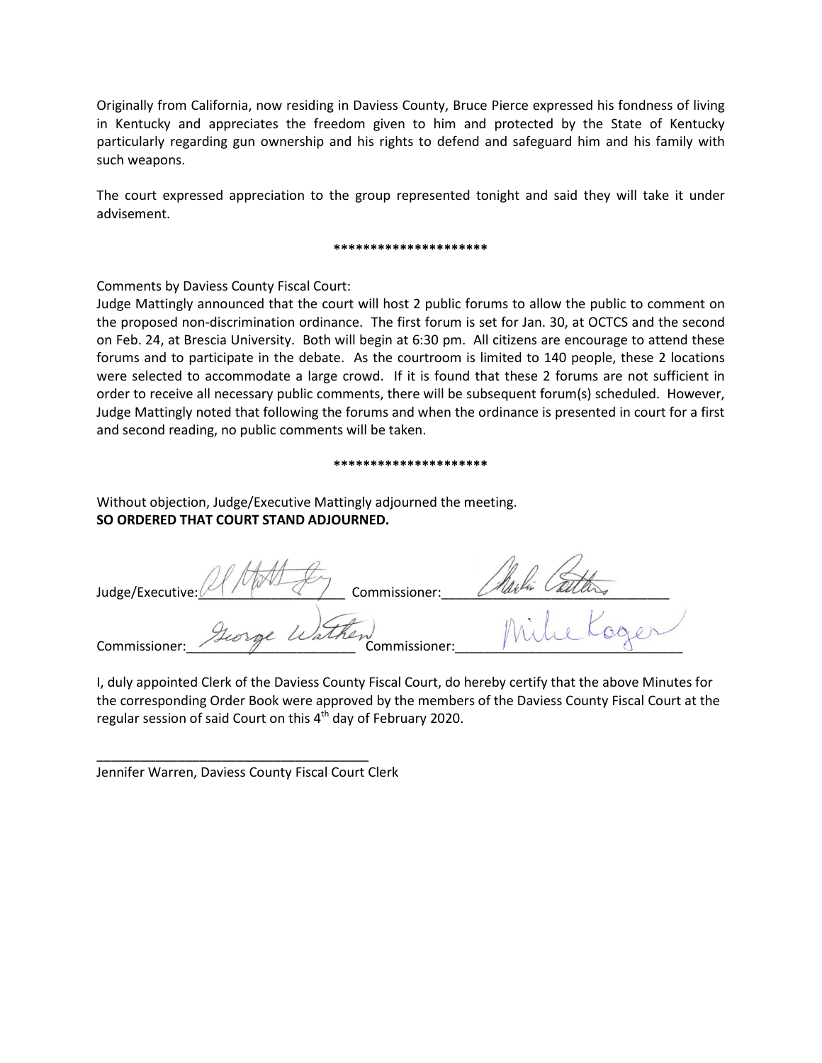Originally from California, now residing in Daviess County, Bruce Pierce expressed his fondness of living in Kentucky and appreciates the freedom given to him and protected by the State of Kentucky particularly regarding gun ownership and his rights to defend and safeguard him and his family with such weapons.

The court expressed appreciation to the group represented tonight and said they will take it under advisement.

********************

Comments by Daviess County Fiscal Court:
Judge Mattingly announced that the court will host 2 public forums to allow the public to comment on the proposed non-discrimination ordinance. The first forum is set for Jan. 30, at OCTCS and the second on Feb. 24, at Brescia University. Both will begin at 6:30 pm. All citizens are encourage to attend these forums and to participate in the debate. As the courtroom is limited to 140 people, these 2 locations were selected to accommodate a large crowd. If it is found that these 2 forums are not sufficient in order to receive all necessary public comments, there will be subsequent forum(s) scheduled. However, Judge Mattingly noted that following the forums and when the ordinance is presented in court for a first and second reading, no public comments will be taken.

********************

Without objection, Judge/Executive Mattingly adjourned the meeting.
**SO ORDERED THAT COURT STAND ADJOURNED.**

Judge/Executive:_Al Mattingly_ Commissioner:_Charlie Castlen_

Commissioner:_George Wathen_ Commissioner:_Mike Koger_

I, duly appointed Clerk of the Daviess County Fiscal Court, do hereby certify that the above Minutes for the corresponding Order Book were approved by the members of the Daviess County Fiscal Court at the regular session of said Court on this 4th day of February 2020.

_____________________________________
Jennifer Warren, Daviess County Fiscal Court Clerk